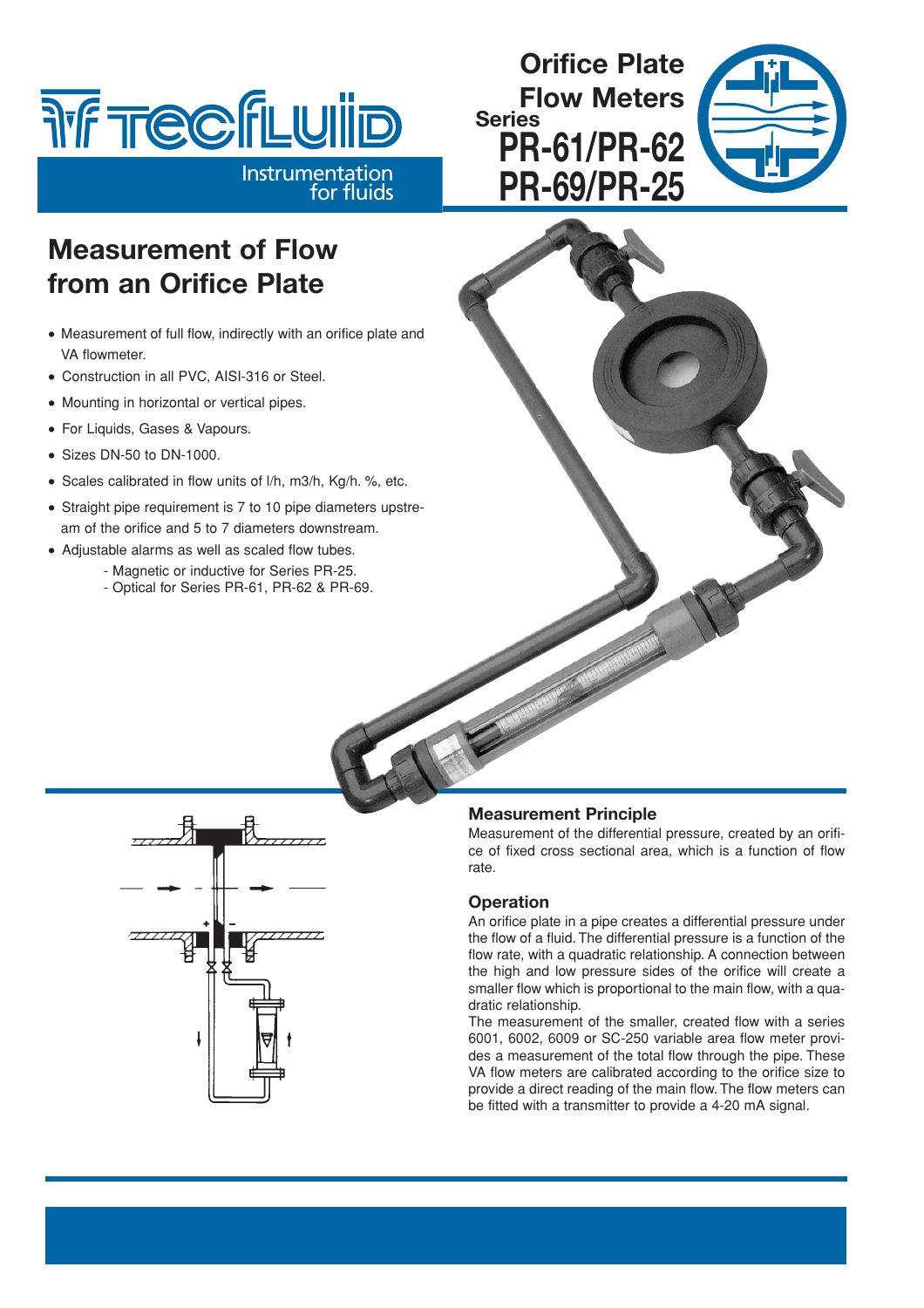Instrumentation for fluids

# Orifice Plate Flow Meters

## Series PR-61/PR-62 PR-69/PR-25

## Measurement of Flow from an Orifice Plate

- Measurement of full flow, indirectly with an orifice plate and VA flowmeter.
- Construction in all PVC, AISI-316 or Steel.
- Mounting in horizontal or vertical pipes.
- For Liquids, Gases & Vapours.
- Sizes DN-50 to DN-1000.
- Scales calibrated in flow units of l/h, m3/h, Kg/h. %, etc.
- Straight pipe requirement is 7 to 10 pipe diameters upstream of the orifice and 5 to 7 diameters downstream.
- Adjustable alarms as well as scaled flow tubes.
  - Magnetic or inductive for Series PR-25.
  - Optical for Series PR-61, PR-62 & PR-69.

### Measurement Principle

Measurement of the differential pressure, created by an orifice of fixed cross sectional area, which is a function of flow rate.

### Operation

An orifice plate in a pipe creates a differential pressure under the flow of a fluid. The differential pressure is a function of the flow rate, with a quadratic relationship. A connection between the high and low pressure sides of the orifice will create a smaller flow which is proportional to the main flow, with a quadratic relationship.

The measurement of the smaller, created flow with a series 6001, 6002, 6009 or SC-250 variable area flow meter provides a measurement of the total flow through the pipe. These VA flow meters are calibrated according to the orifice size to provide a direct reading of the main flow. The flow meters can be fitted with a transmitter to provide a 4-20 mA signal.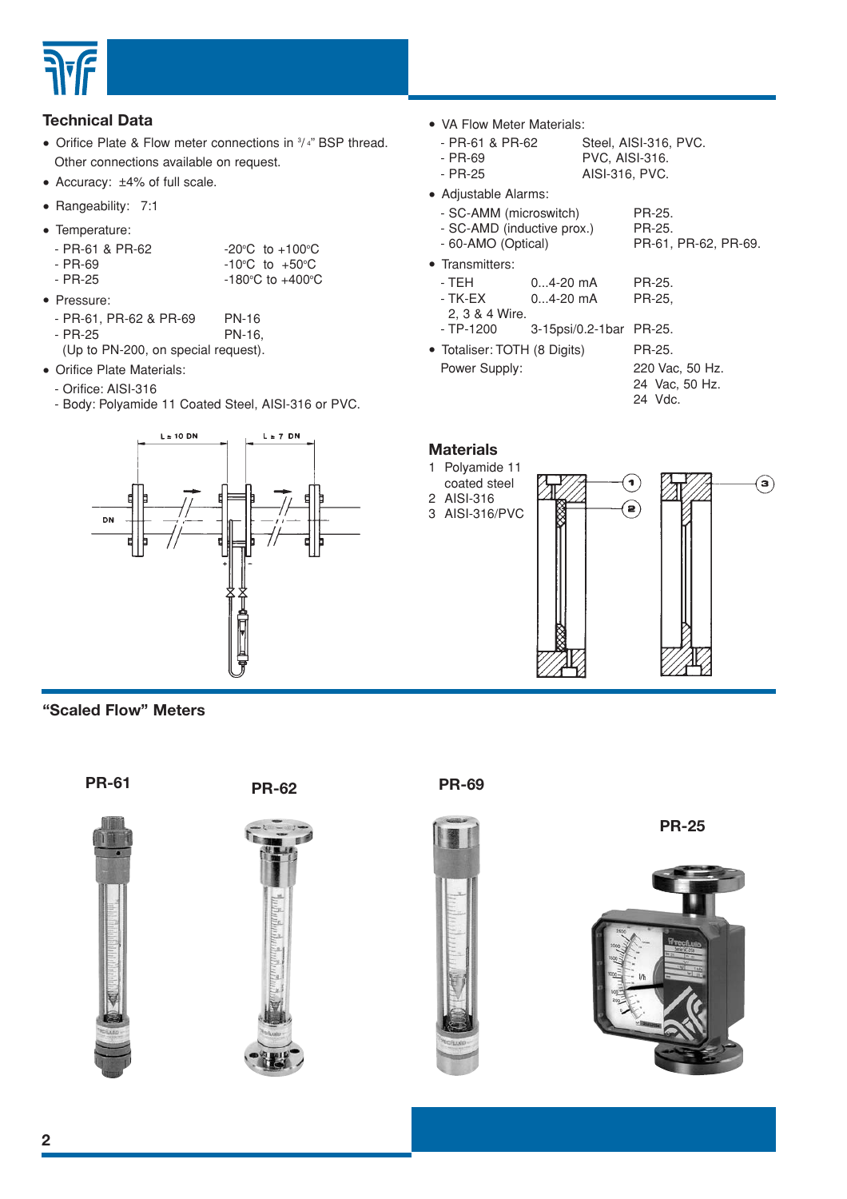## Technical Data

- Orifice Plate & Flow meter connections in 3/4" BSP thread. Other connections available on request.
- Accuracy: ±4% of full scale.
- Rangeability: 7:1
- Temperature:

| | |
|---|---|
| - PR-61 & PR-62 | -20ºC to +100ºC |
| - PR-69 | -10ºC to +50ºC |
| - PR-25 | -180ºC to +400ºC |

- Pressure:

| | |
|---|---|
| - PR-61, PR-62 & PR-69 | PN-16 |
| - PR-25 | PN-16, |

  (Up to PN-200, on special request).
- Orifice Plate Materials:
  - Orifice: AISI-316
  - Body: Polyamide 11 Coated Steel, AISI-316 or PVC.

L ≥ 10 DN    L ≥ 7 DN    DN

- VA Flow Meter Materials:

| | |
|---|---|
| - PR-61 & PR-62 | Steel, AISI-316, PVC. |
| - PR-69 | PVC, AISI-316. |
| - PR-25 | AISI-316, PVC. |

- Adjustable Alarms:

| | |
|---|---|
| - SC-AMM (microswitch) | PR-25. |
| - SC-AMD (inductive prox.) | PR-25. |
| - 60-AMO (Optical) | PR-61, PR-62, PR-69. |

- Transmitters:

| | | |
|---|---|---|
| - TEH | 0...4-20 mA | PR-25. |
| - TK-EX | 0...4-20 mA | PR-25, |
| 2, 3 & 4 Wire. | | |
| - TP-1200 | 3-15psi/0.2-1bar | PR-25. |

- Totaliser: TOTH (8 Digits) PR-25.

  Power Supply: 220 Vac, 50 Hz. 24 Vac, 50 Hz. 24 Vdc.

## Materials

1. Polyamide 11 coated steel
2. AISI-316
3. AISI-316/PVC

## "Scaled Flow" Meters

PR-61

PR-62

PR-69

PR-25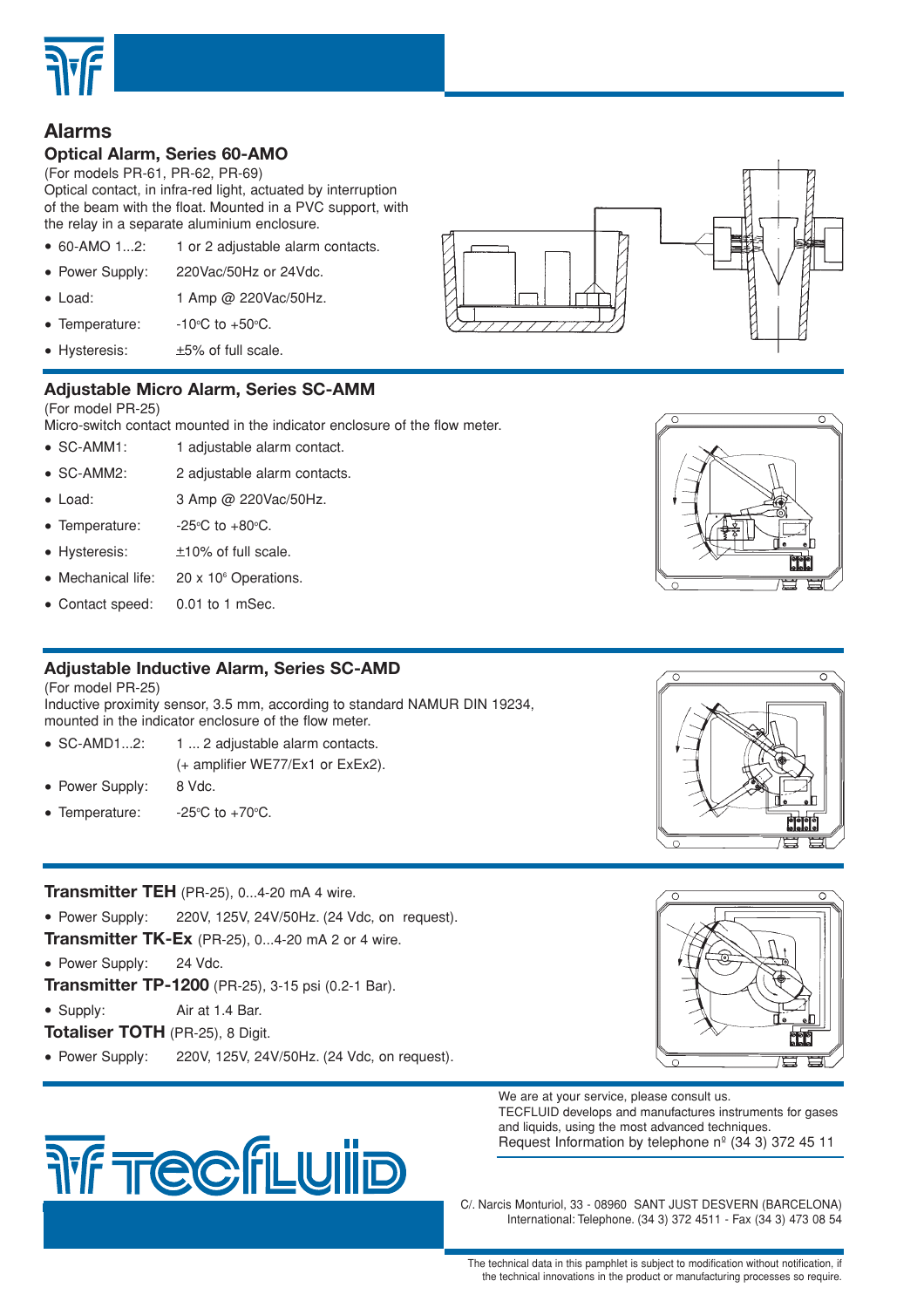# Alarms

## Optical Alarm, Series 60-AMO

(For models PR-61, PR-62, PR-69)

Optical contact, in infra-red light, actuated by interruption of the beam with the float. Mounted in a PVC support, with the relay in a separate aluminium enclosure.

- 60-AMO 1...2: 1 or 2 adjustable alarm contacts.
- Power Supply: 220Vac/50Hz or 24Vdc.
- Load: 1 Amp @ 220Vac/50Hz.
- Temperature: -10°C to +50°C.
- Hysteresis: ±5% of full scale.

## Adjustable Micro Alarm, Series SC-AMM

(For model PR-25)

Micro-switch contact mounted in the indicator enclosure of the flow meter.

- SC-AMM1: 1 adjustable alarm contact.
- SC-AMM2: 2 adjustable alarm contacts.
- Load: 3 Amp @ 220Vac/50Hz.
- Temperature: -25°C to +80°C.
- Hysteresis: ±10% of full scale.
- Mechanical life: 20 x $10^6$ Operations.
- Contact speed: 0.01 to 1 mSec.

## Adjustable Inductive Alarm, Series SC-AMD

(For model PR-25)

Inductive proximity sensor, 3.5 mm, according to standard NAMUR DIN 19234, mounted in the indicator enclosure of the flow meter.

- SC-AMD1...2: 1 ... 2 adjustable alarm contacts. (+ amplifier WE77/Ex1 or ExEx2).
- Power Supply: 8 Vdc.
- Temperature: -25°C to +70°C.

**Transmitter TEH** (PR-25), 0...4-20 mA 4 wire.

- Power Supply: 220V, 125V, 24V/50Hz. (24 Vdc, on request).

**Transmitter TK-Ex** (PR-25), 0...4-20 mA 2 or 4 wire.

- Power Supply: 24 Vdc.

**Transmitter TP-1200** (PR-25), 3-15 psi (0.2-1 Bar).

- Supply: Air at 1.4 Bar.

**Totaliser TOTH** (PR-25), 8 Digit.

- Power Supply: 220V, 125V, 24V/50Hz. (24 Vdc, on request).

We are at your service, please consult us.
TECFLUID develops and manufactures instruments for gases and liquids, using the most advanced techniques.
Request Information by telephone nº (34 3) 372 45 11

C/. Narcis Monturiol, 33 - 08960 SANT JUST DESVERN (BARCELONA)
International: Telephone. (34 3) 372 4511 - Fax (34 3) 473 08 54

The technical data in this pamphlet is subject to modification without notification, if the technical innovations in the product or manufacturing processes so require.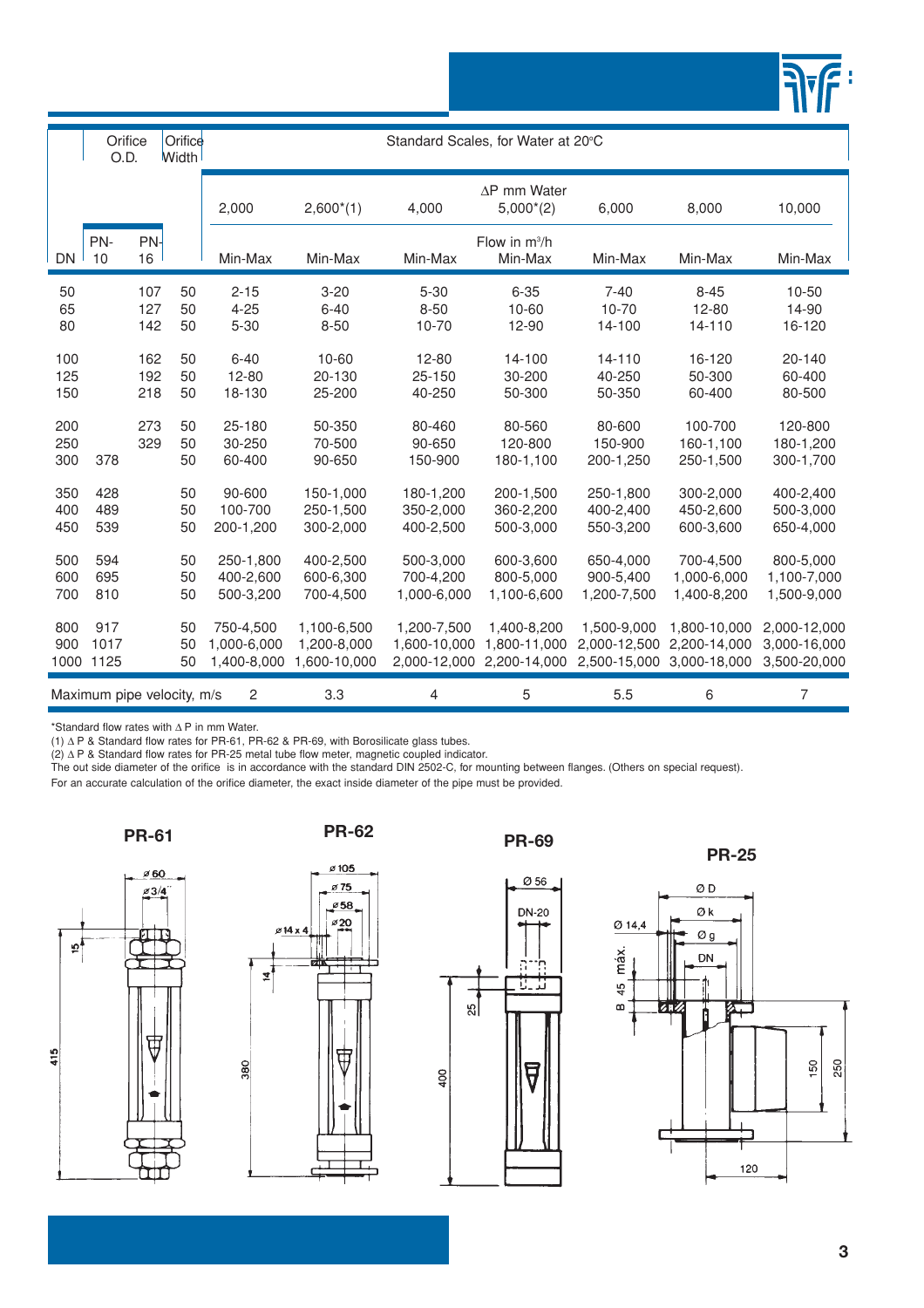| DN | Orifice O.D. PN-10 | Orifice O.D. PN-16 | Orifice Width | Standard Scales, for Water at 20°C — ΔP mm Water 2,000 — Flow in m³/h Min-Max | 2,600*(1) Min-Max | 4,000 Min-Max | 5,000*(2) Min-Max | 6,000 Min-Max | 8,000 Min-Max | 10,000 Min-Max |
|---|---|---|---|---|---|---|---|---|---|---|
| 50 | | 107 | 50 | 2-15 | 3-20 | 5-30 | 6-35 | 7-40 | 8-45 | 10-50 |
| 65 | | 127 | 50 | 4-25 | 6-40 | 8-50 | 10-60 | 10-70 | 12-80 | 14-90 |
| 80 | | 142 | 50 | 5-30 | 8-50 | 10-70 | 12-90 | 14-100 | 14-110 | 16-120 |
| 100 | | 162 | 50 | 6-40 | 10-60 | 12-80 | 14-100 | 14-110 | 16-120 | 20-140 |
| 125 | | 192 | 50 | 12-80 | 20-130 | 25-150 | 30-200 | 40-250 | 50-300 | 60-400 |
| 150 | | 218 | 50 | 18-130 | 25-200 | 40-250 | 50-300 | 50-350 | 60-400 | 80-500 |
| 200 | | 273 | 50 | 25-180 | 50-350 | 80-460 | 80-560 | 80-600 | 100-700 | 120-800 |
| 250 | | 329 | 50 | 30-250 | 70-500 | 90-650 | 120-800 | 150-900 | 160-1,100 | 180-1,200 |
| 300 | 378 | | 50 | 60-400 | 90-650 | 150-900 | 180-1,100 | 200-1,250 | 250-1,500 | 300-1,700 |
| 350 | 428 | | 50 | 90-600 | 150-1,000 | 180-1,200 | 200-1,500 | 250-1,800 | 300-2,000 | 400-2,400 |
| 400 | 489 | | 50 | 100-700 | 250-1,500 | 350-2,000 | 360-2,200 | 400-2,400 | 450-2,600 | 500-3,000 |
| 450 | 539 | | 50 | 200-1,200 | 300-2,000 | 400-2,500 | 500-3,000 | 550-3,200 | 600-3,600 | 650-4,000 |
| 500 | 594 | | 50 | 250-1,800 | 400-2,500 | 500-3,000 | 600-3,600 | 650-4,000 | 700-4,500 | 800-5,000 |
| 600 | 695 | | 50 | 400-2,600 | 600-6,300 | 700-4,200 | 800-5,000 | 900-5,400 | 1,000-6,000 | 1,100-7,000 |
| 700 | 810 | | 50 | 500-3,200 | 700-4,500 | 1,000-6,000 | 1,100-6,600 | 1,200-7,500 | 1,400-8,200 | 1,500-9,000 |
| 800 | 917 | | 50 | 750-4,500 | 1,100-6,500 | 1,200-7,500 | 1,400-8,200 | 1,500-9,000 | 1,800-10,000 | 2,000-12,000 |
| 900 | 1017 | | 50 | 1,000-6,000 | 1,200-8,000 | 1,600-10,000 | 1,800-11,000 | 2,000-12,500 | 2,200-14,000 | 3,000-16,000 |
| 1000 | 1125 | | 50 | 1,400-8,000 | 1,600-10,000 | 2,000-12,000 | 2,200-14,000 | 2,500-15,000 | 3,000-18,000 | 3,500-20,000 |
| Maximum pipe velocity, m/s | | | | 2 | 3.3 | 4 | 5 | 5.5 | 6 | 7 |

*Standard flow rates with ΔP in mm Water.
(1) ΔP & Standard flow rates for PR-61, PR-62 & PR-69, with Borosilicate glass tubes.
(2) ΔP & Standard flow rates for PR-25 metal tube flow meter, magnetic coupled indicator.
The out side diameter of the orifice is in accordance with the standard DIN 2502-C, for mounting between flanges. (Others on special request).
For an accurate calculation of the orifice diameter, the exact inside diameter of the pipe must be provided.

**PR-61**

ø 60
ø 3/4"
15
415

**PR-62**

ø 105
ø 75
ø 58
ø 20
ø 14 x 4
14
380

**PR-69**

Ø 56
DN-20
25
400

**PR-25**

Ø D
Ø k
Ø g
DN
Ø 14,4
B 45 máx.
150
250
120